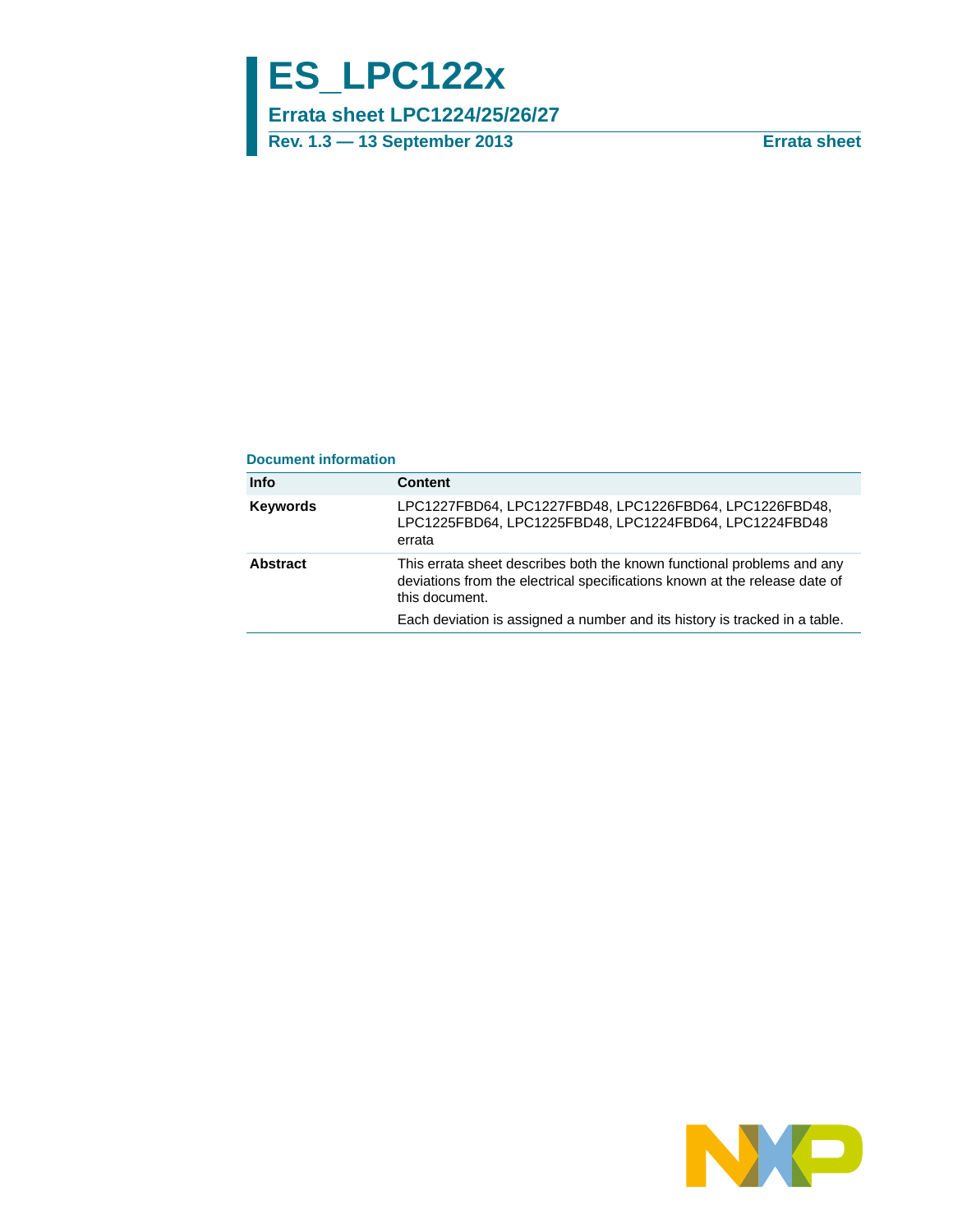# ES_LPC122x

## Errata sheet LPC1224/25/26/27

**Rev. 1.3 — 13 September 2013** **Errata sheet**

### Document information

| Info | Content |
|---|---|
| **Keywords** | LPC1227FBD64, LPC1227FBD48, LPC1226FBD64, LPC1226FBD48, LPC1225FBD64, LPC1225FBD48, LPC1224FBD64, LPC1224FBD48 errata |
| **Abstract** | This errata sheet describes both the known functional problems and any deviations from the electrical specifications known at the release date of this document. Each deviation is assigned a number and its history is tracked in a table. |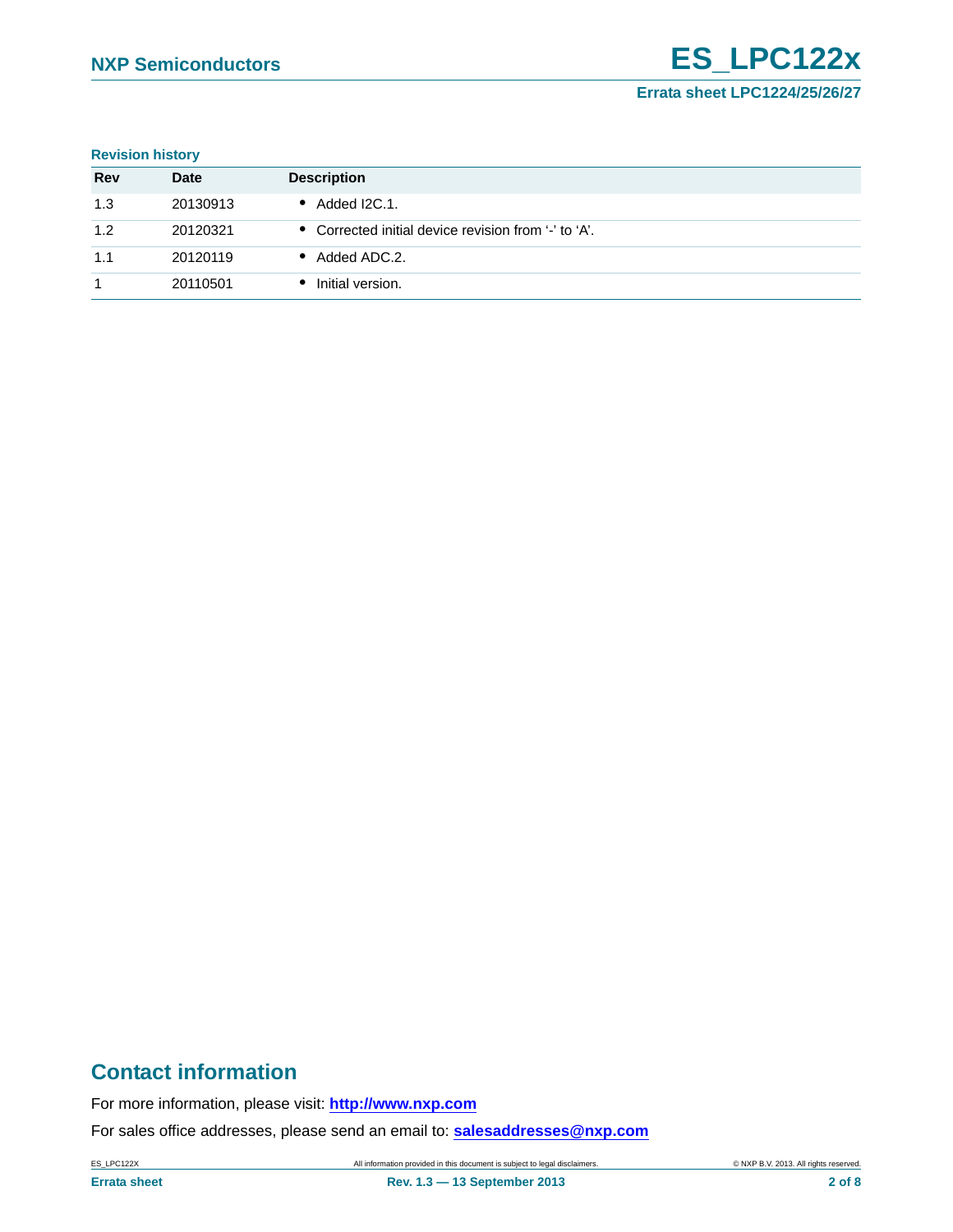**Revision history**

| Rev | Date | Description |
|---|---|---|
| 1.3 | 20130913 | • Added I2C.1. |
| 1.2 | 20120321 | • Corrected initial device revision from '-' to 'A'. |
| 1.1 | 20120119 | • Added ADC.2. |
| 1 | 20110501 | • Initial version. |

## Contact information

For more information, please visit: **http://www.nxp.com**

For sales office addresses, please send an email to: **salesaddresses@nxp.com**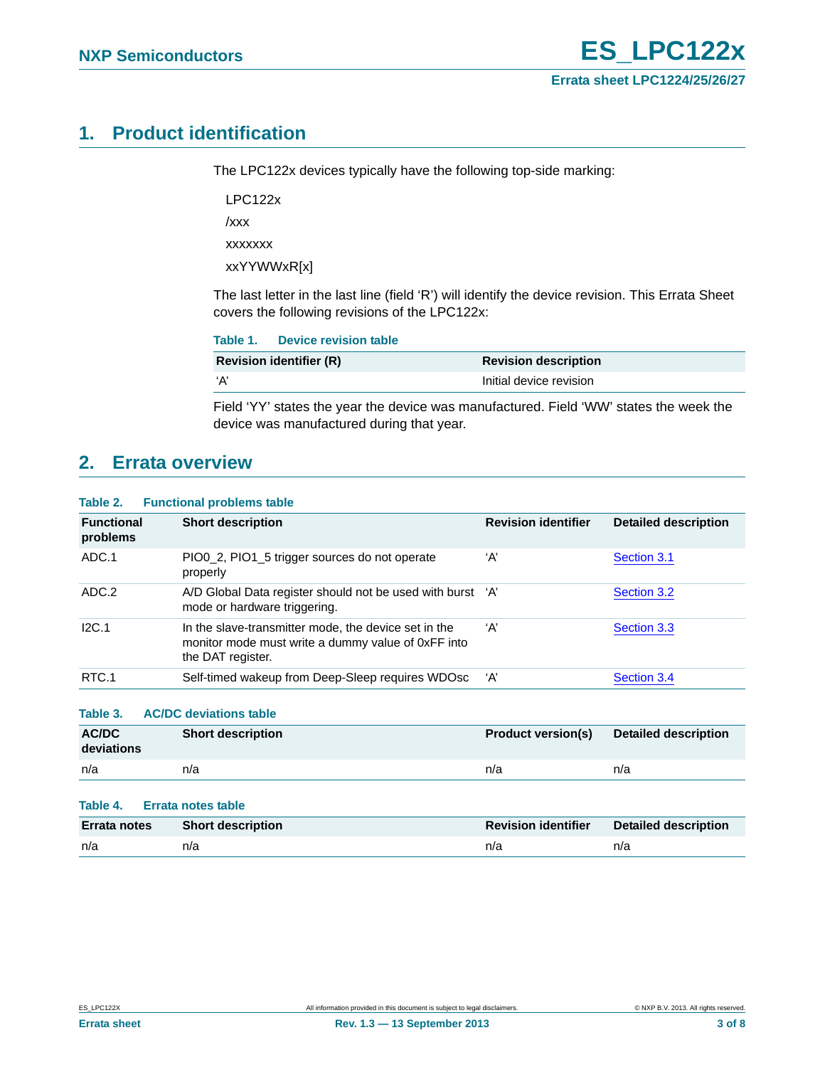## 1. Product identification

The LPC122x devices typically have the following top-side marking:

LPC122x

/xxx

xxxxxxx

xxYYWWxR[x]

The last letter in the last line (field ‘R’) will identify the device revision. This Errata Sheet covers the following revisions of the LPC122x:

**Table 1. Device revision table**

| Revision identifier (R) | Revision description |
|---|---|
| ‘A’ | Initial device revision |

Field ‘YY’ states the year the device was manufactured. Field ‘WW’ states the week the device was manufactured during that year.

## 2. Errata overview

**Table 2. Functional problems table**

| Functional problems | Short description | Revision identifier | Detailed description |
|---|---|---|---|
| ADC.1 | PIO0_2, PIO1_5 trigger sources do not operate properly | ‘A’ | Section 3.1 |
| ADC.2 | A/D Global Data register should not be used with burst mode or hardware triggering. | ‘A’ | Section 3.2 |
| I2C.1 | In the slave-transmitter mode, the device set in the monitor mode must write a dummy value of 0xFF into the DAT register. | ‘A’ | Section 3.3 |
| RTC.1 | Self-timed wakeup from Deep-Sleep requires WDOsc | ‘A’ | Section 3.4 |

**Table 3. AC/DC deviations table**

| AC/DC deviations | Short description | Product version(s) | Detailed description |
|---|---|---|---|
| n/a | n/a | n/a | n/a |

**Table 4. Errata notes table**

| Errata notes | Short description | Revision identifier | Detailed description |
|---|---|---|---|
| n/a | n/a | n/a | n/a |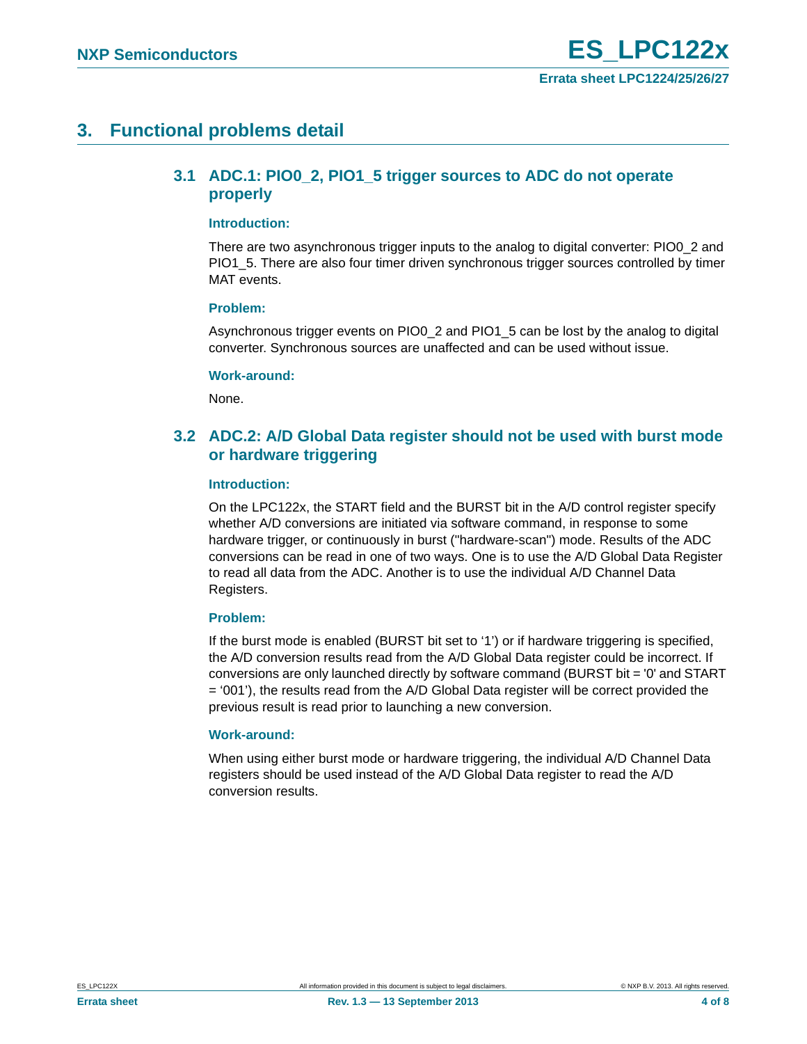# 3. Functional problems detail

## 3.1 ADC.1: PIO0_2, PIO1_5 trigger sources to ADC do not operate properly

### Introduction:

There are two asynchronous trigger inputs to the analog to digital converter: PIO0_2 and PIO1_5. There are also four timer driven synchronous trigger sources controlled by timer MAT events.

### Problem:

Asynchronous trigger events on PIO0_2 and PIO1_5 can be lost by the analog to digital converter. Synchronous sources are unaffected and can be used without issue.

### Work-around:

None.

## 3.2 ADC.2: A/D Global Data register should not be used with burst mode or hardware triggering

### Introduction:

On the LPC122x, the START field and the BURST bit in the A/D control register specify whether A/D conversions are initiated via software command, in response to some hardware trigger, or continuously in burst ("hardware-scan") mode. Results of the ADC conversions can be read in one of two ways. One is to use the A/D Global Data Register to read all data from the ADC. Another is to use the individual A/D Channel Data Registers.

### Problem:

If the burst mode is enabled (BURST bit set to '1') or if hardware triggering is specified, the A/D conversion results read from the A/D Global Data register could be incorrect. If conversions are only launched directly by software command (BURST bit = '0' and START = '001'), the results read from the A/D Global Data register will be correct provided the previous result is read prior to launching a new conversion.

### Work-around:

When using either burst mode or hardware triggering, the individual A/D Channel Data registers should be used instead of the A/D Global Data register to read the A/D conversion results.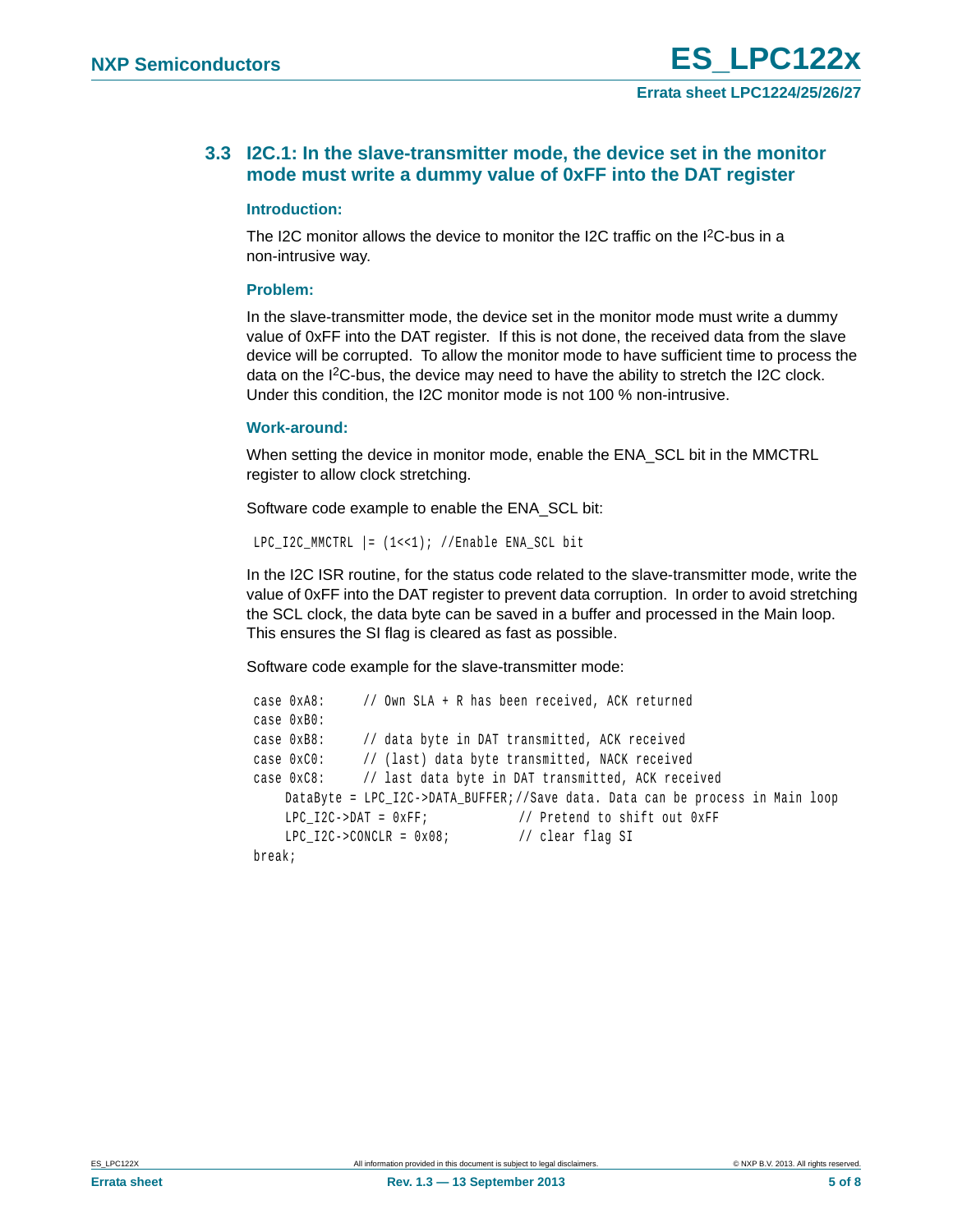### 3.3 I2C.1: In the slave-transmitter mode, the device set in the monitor mode must write a dummy value of 0xFF into the DAT register

#### Introduction:

The I2C monitor allows the device to monitor the I2C traffic on the I$^2$C-bus in a non-intrusive way.

#### Problem:

In the slave-transmitter mode, the device set in the monitor mode must write a dummy value of 0xFF into the DAT register. If this is not done, the received data from the slave device will be corrupted. To allow the monitor mode to have sufficient time to process the data on the I$^2$C-bus, the device may need to have the ability to stretch the I2C clock. Under this condition, the I2C monitor mode is not 100 % non-intrusive.

#### Work-around:

When setting the device in monitor mode, enable the ENA_SCL bit in the MMCTRL register to allow clock stretching.

Software code example to enable the ENA_SCL bit:

```
LPC_I2C_MMCTRL |= (1<<1); //Enable ENA_SCL bit
```

In the I2C ISR routine, for the status code related to the slave-transmitter mode, write the value of 0xFF into the DAT register to prevent data corruption. In order to avoid stretching the SCL clock, the data byte can be saved in a buffer and processed in the Main loop. This ensures the SI flag is cleared as fast as possible.

Software code example for the slave-transmitter mode:

```
case 0xA8:      // Own SLA + R has been received, ACK returned
case 0xB0:
case 0xB8:      // data byte in DAT transmitted, ACK received
case 0xC0:      // (last) data byte transmitted, NACK received
case 0xC8:      // last data byte in DAT transmitted, ACK received
    DataByte = LPC_I2C->DATA_BUFFER;//Save data. Data can be process in Main loop
    LPC_I2C->DAT = 0xFF;            // Pretend to shift out 0xFF
    LPC_I2C->CONCLR = 0x08;         // clear flag SI
break;
```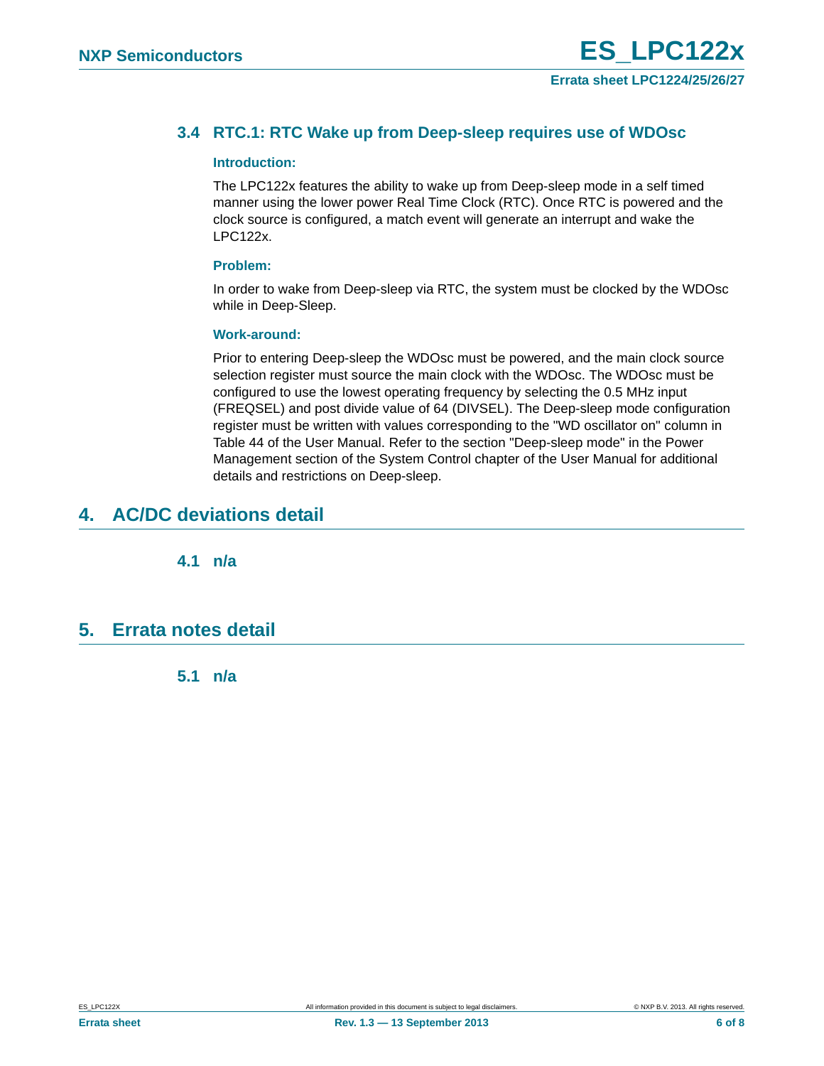### 3.4 RTC.1: RTC Wake up from Deep-sleep requires use of WDOsc

**Introduction:**

The LPC122x features the ability to wake up from Deep-sleep mode in a self timed manner using the lower power Real Time Clock (RTC). Once RTC is powered and the clock source is configured, a match event will generate an interrupt and wake the LPC122x.

**Problem:**

In order to wake from Deep-sleep via RTC, the system must be clocked by the WDOsc while in Deep-Sleep.

**Work-around:**

Prior to entering Deep-sleep the WDOsc must be powered, and the main clock source selection register must source the main clock with the WDOsc. The WDOsc must be configured to use the lowest operating frequency by selecting the 0.5 MHz input (FREQSEL) and post divide value of 64 (DIVSEL). The Deep-sleep mode configuration register must be written with values corresponding to the "WD oscillator on" column in Table 44 of the User Manual. Refer to the section "Deep-sleep mode" in the Power Management section of the System Control chapter of the User Manual for additional details and restrictions on Deep-sleep.

## 4. AC/DC deviations detail

### 4.1 n/a

## 5. Errata notes detail

### 5.1 n/a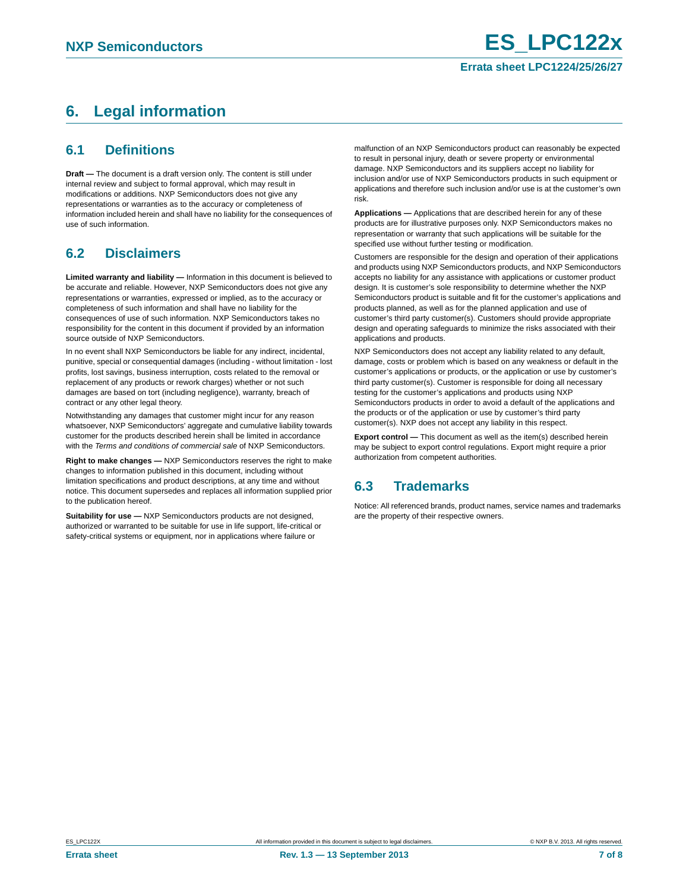# 6. Legal information

## 6.1 Definitions

**Draft —** The document is a draft version only. The content is still under internal review and subject to formal approval, which may result in modifications or additions. NXP Semiconductors does not give any representations or warranties as to the accuracy or completeness of information included herein and shall have no liability for the consequences of use of such information.

## 6.2 Disclaimers

**Limited warranty and liability —** Information in this document is believed to be accurate and reliable. However, NXP Semiconductors does not give any representations or warranties, expressed or implied, as to the accuracy or completeness of such information and shall have no liability for the consequences of use of such information. NXP Semiconductors takes no responsibility for the content in this document if provided by an information source outside of NXP Semiconductors.

In no event shall NXP Semiconductors be liable for any indirect, incidental, punitive, special or consequential damages (including - without limitation - lost profits, lost savings, business interruption, costs related to the removal or replacement of any products or rework charges) whether or not such damages are based on tort (including negligence), warranty, breach of contract or any other legal theory.

Notwithstanding any damages that customer might incur for any reason whatsoever, NXP Semiconductors' aggregate and cumulative liability towards customer for the products described herein shall be limited in accordance with the *Terms and conditions of commercial sale* of NXP Semiconductors.

**Right to make changes —** NXP Semiconductors reserves the right to make changes to information published in this document, including without limitation specifications and product descriptions, at any time and without notice. This document supersedes and replaces all information supplied prior to the publication hereof.

**Suitability for use —** NXP Semiconductors products are not designed, authorized or warranted to be suitable for use in life support, life-critical or safety-critical systems or equipment, nor in applications where failure or malfunction of an NXP Semiconductors product can reasonably be expected to result in personal injury, death or severe property or environmental damage. NXP Semiconductors and its suppliers accept no liability for inclusion and/or use of NXP Semiconductors products in such equipment or applications and therefore such inclusion and/or use is at the customer's own risk.

**Applications —** Applications that are described herein for any of these products are for illustrative purposes only. NXP Semiconductors makes no representation or warranty that such applications will be suitable for the specified use without further testing or modification.

Customers are responsible for the design and operation of their applications and products using NXP Semiconductors products, and NXP Semiconductors accepts no liability for any assistance with applications or customer product design. It is customer's sole responsibility to determine whether the NXP Semiconductors product is suitable and fit for the customer's applications and products planned, as well as for the planned application and use of customer's third party customer(s). Customers should provide appropriate design and operating safeguards to minimize the risks associated with their applications and products.

NXP Semiconductors does not accept any liability related to any default, damage, costs or problem which is based on any weakness or default in the customer's applications or products, or the application or use by customer's third party customer(s). Customer is responsible for doing all necessary testing for the customer's applications and products using NXP Semiconductors products in order to avoid a default of the applications and the products or of the application or use by customer's third party customer(s). NXP does not accept any liability in this respect.

**Export control —** This document as well as the item(s) described herein may be subject to export control regulations. Export might require a prior authorization from competent authorities.

## 6.3 Trademarks

Notice: All referenced brands, product names, service names and trademarks are the property of their respective owners.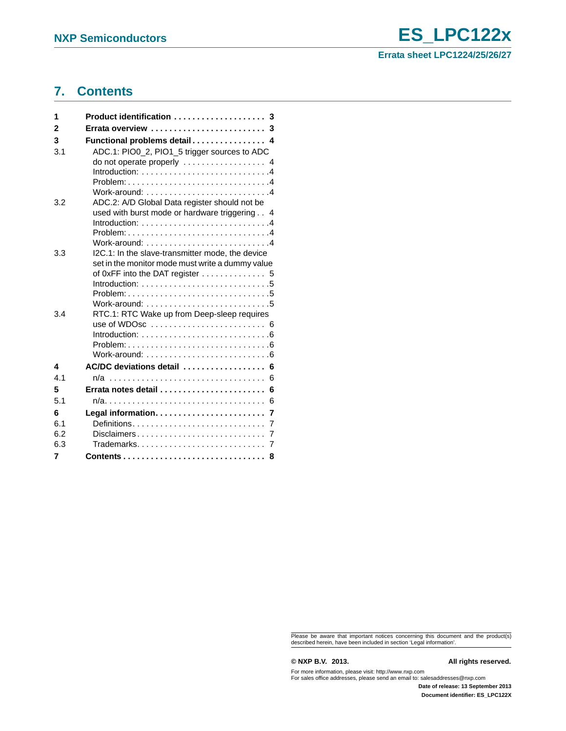## 7. Contents

| | | |
|---|---|---|
| **1** | **Product identification** | **3** |
| **2** | **Errata overview** | **3** |
| **3** | **Functional problems detail** | **4** |
| 3.1 | ADC.1: PIO0_2, PIO1_5 trigger sources to ADC do not operate properly | 4 |
| | Introduction: | 4 |
| | Problem: | 4 |
| | Work-around: | 4 |
| 3.2 | ADC.2: A/D Global Data register should not be used with burst mode or hardware triggering | 4 |
| | Introduction: | 4 |
| | Problem: | 4 |
| | Work-around: | 4 |
| 3.3 | I2C.1: In the slave-transmitter mode, the device set in the monitor mode must write a dummy value of 0xFF into the DAT register | 5 |
| | Introduction: | 5 |
| | Problem: | 5 |
| | Work-around: | 5 |
| 3.4 | RTC.1: RTC Wake up from Deep-sleep requires use of WDOsc | 6 |
| | Introduction: | 6 |
| | Problem: | 6 |
| | Work-around: | 6 |
| **4** | **AC/DC deviations detail** | **6** |
| 4.1 | n/a | 6 |
| **5** | **Errata notes detail** | **6** |
| 5.1 | n/a. | 6 |
| **6** | **Legal information** | **7** |
| 6.1 | Definitions | 7 |
| 6.2 | Disclaimers | 7 |
| 6.3 | Trademarks | 7 |
| **7** | **Contents** | **8** |

Please be aware that important notices concerning this document and the product(s) described herein, have been included in section 'Legal information'.

**© NXP B.V. 2013.** **All rights reserved.**

For more information, please visit: http://www.nxp.com
For sales office addresses, please send an email to: salesaddresses@nxp.com

**Date of release: 13 September 2013**

**Document identifier: ES_LPC122X**